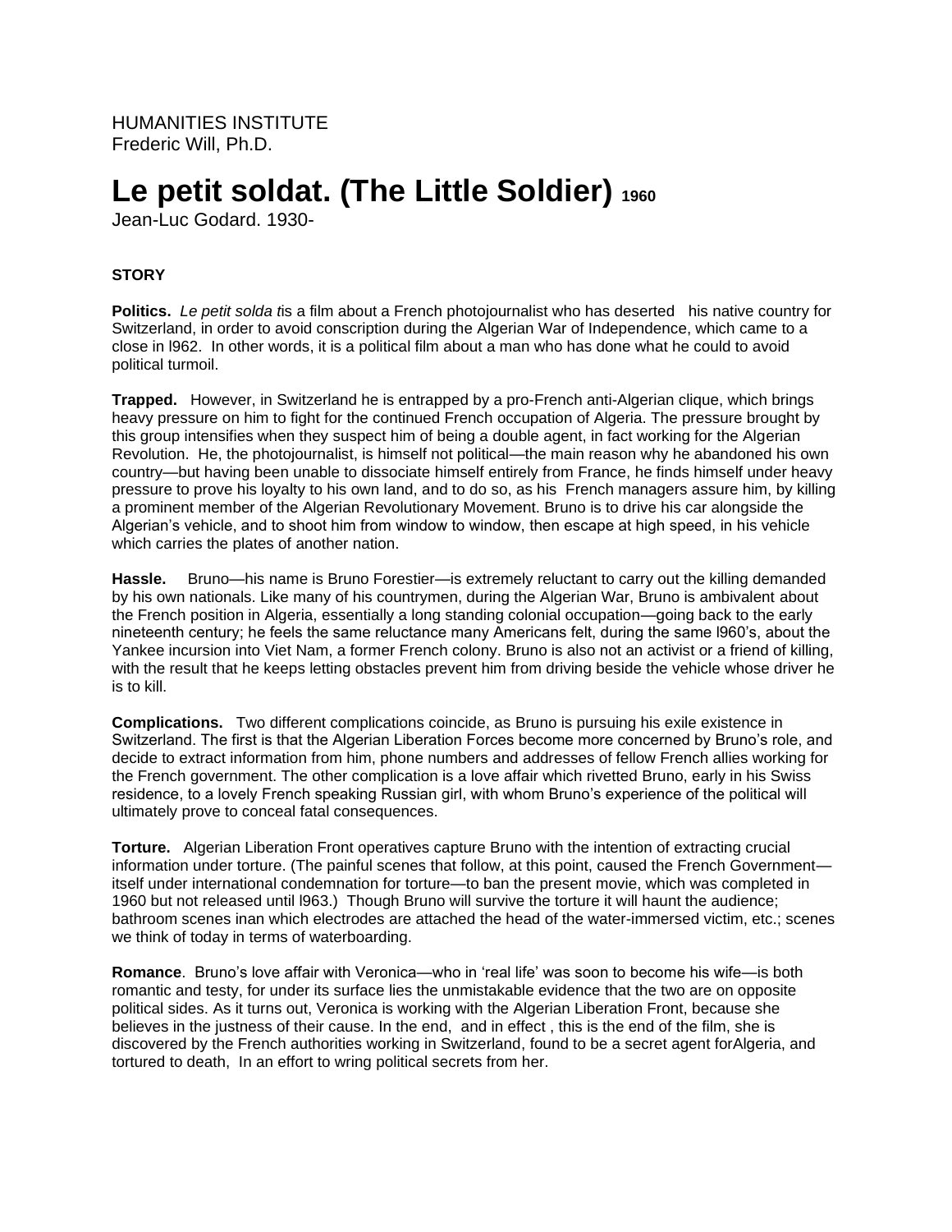HUMANITIES INSTITUTE
Frederic Will, Ph.D.

# Le petit soldat. (The Little Soldier) 1960

Jean-Luc Godard. 1930-

**STORY**

**Politics.** *Le petit solda t*is a film about a French photojournalist who has deserted his native country for Switzerland, in order to avoid conscription during the Algerian War of Independence, which came to a close in l962. In other words, it is a political film about a man who has done what he could to avoid political turmoil.

**Trapped.** However, in Switzerland he is entrapped by a pro-French anti-Algerian clique, which brings heavy pressure on him to fight for the continued French occupation of Algeria. The pressure brought by this group intensifies when they suspect him of being a double agent, in fact working for the Algerian Revolution. He, the photojournalist, is himself not political—the main reason why he abandoned his own country—but having been unable to dissociate himself entirely from France, he finds himself under heavy pressure to prove his loyalty to his own land, and to do so, as his French managers assure him, by killing a prominent member of the Algerian Revolutionary Movement. Bruno is to drive his car alongside the Algerian's vehicle, and to shoot him from window to window, then escape at high speed, in his vehicle which carries the plates of another nation.

**Hassle.** Bruno—his name is Bruno Forestier—is extremely reluctant to carry out the killing demanded by his own nationals. Like many of his countrymen, during the Algerian War, Bruno is ambivalent about the French position in Algeria, essentially a long standing colonial occupation—going back to the early nineteenth century; he feels the same reluctance many Americans felt, during the same l960's, about the Yankee incursion into Viet Nam, a former French colony. Bruno is also not an activist or a friend of killing, with the result that he keeps letting obstacles prevent him from driving beside the vehicle whose driver he is to kill.

**Complications.** Two different complications coincide, as Bruno is pursuing his exile existence in Switzerland. The first is that the Algerian Liberation Forces become more concerned by Bruno's role, and decide to extract information from him, phone numbers and addresses of fellow French allies working for the French government. The other complication is a love affair which rivetted Bruno, early in his Swiss residence, to a lovely French speaking Russian girl, with whom Bruno's experience of the political will ultimately prove to conceal fatal consequences.

**Torture.** Algerian Liberation Front operatives capture Bruno with the intention of extracting crucial information under torture. (The painful scenes that follow, at this point, caused the French Government—itself under international condemnation for torture—to ban the present movie, which was completed in 1960 but not released until l963.) Though Bruno will survive the torture it will haunt the audience; bathroom scenes inan which electrodes are attached the head of the water-immersed victim, etc.; scenes we think of today in terms of waterboarding.

**Romance**. Bruno's love affair with Veronica—who in 'real life' was soon to become his wife—is both romantic and testy, for under its surface lies the unmistakable evidence that the two are on opposite political sides. As it turns out, Veronica is working with the Algerian Liberation Front, because she believes in the justness of their cause. In the end, and in effect , this is the end of the film, she is discovered by the French authorities working in Switzerland, found to be a secret agent forAlgeria, and tortured to death, In an effort to wring political secrets from her.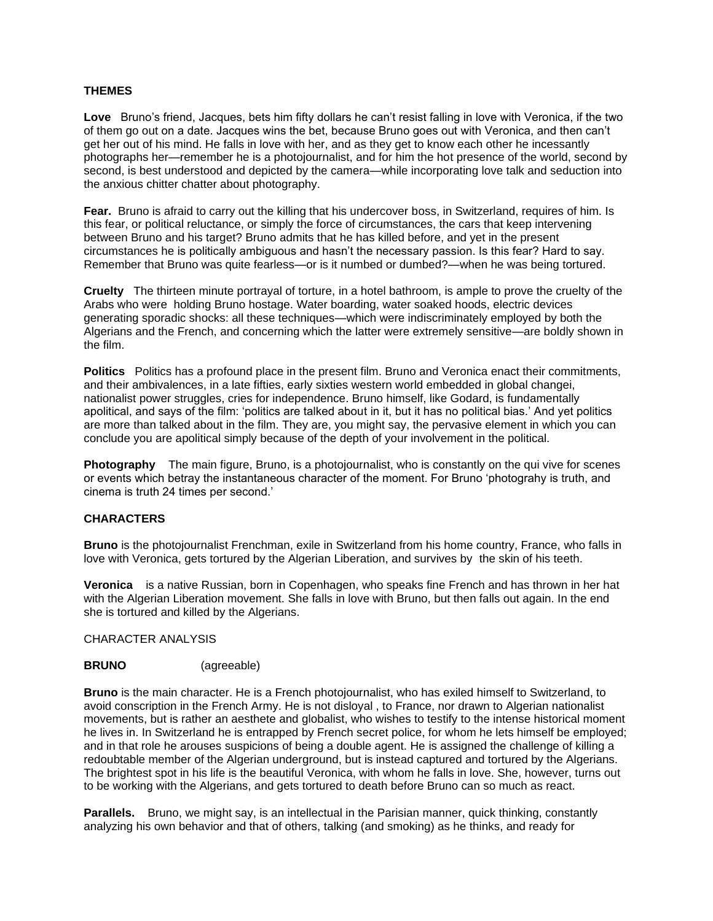**THEMES**

**Love** Bruno's friend, Jacques, bets him fifty dollars he can't resist falling in love with Veronica, if the two of them go out on a date. Jacques wins the bet, because Bruno goes out with Veronica, and then can't get her out of his mind. He falls in love with her, and as they get to know each other he incessantly photographs her—remember he is a photojournalist, and for him the hot presence of the world, second by second, is best understood and depicted by the camera—while incorporating love talk and seduction into the anxious chitter chatter about photography.

**Fear.** Bruno is afraid to carry out the killing that his undercover boss, in Switzerland, requires of him. Is this fear, or political reluctance, or simply the force of circumstances, the cars that keep intervening between Bruno and his target? Bruno admits that he has killed before, and yet in the present circumstances he is politically ambiguous and hasn't the necessary passion. Is this fear? Hard to say. Remember that Bruno was quite fearless—or is it numbed or dumbed?—when he was being tortured.

**Cruelty** The thirteen minute portrayal of torture, in a hotel bathroom, is ample to prove the cruelty of the Arabs who were holding Bruno hostage. Water boarding, water soaked hoods, electric devices generating sporadic shocks: all these techniques—which were indiscriminately employed by both the Algerians and the French, and concerning which the latter were extremely sensitive—are boldly shown in the film.

**Politics** Politics has a profound place in the present film. Bruno and Veronica enact their commitments, and their ambivalences, in a late fifties, early sixties western world embedded in global changei, nationalist power struggles, cries for independence. Bruno himself, like Godard, is fundamentally apolitical, and says of the film: 'politics are talked about in it, but it has no political bias.' And yet politics are more than talked about in the film. They are, you might say, the pervasive element in which you can conclude you are apolitical simply because of the depth of your involvement in the political.

**Photography** The main figure, Bruno, is a photojournalist, who is constantly on the qui vive for scenes or events which betray the instantaneous character of the moment. For Bruno 'photograhy is truth, and cinema is truth 24 times per second.'

**CHARACTERS**

**Bruno** is the photojournalist Frenchman, exile in Switzerland from his home country, France, who falls in love with Veronica, gets tortured by the Algerian Liberation, and survives by the skin of his teeth.

**Veronica** is a native Russian, born in Copenhagen, who speaks fine French and has thrown in her hat with the Algerian Liberation movement. She falls in love with Bruno, but then falls out again. In the end she is tortured and killed by the Algerians.

CHARACTER ANALYSIS

**BRUNO** (agreeable)

**Bruno** is the main character. He is a French photojournalist, who has exiled himself to Switzerland, to avoid conscription in the French Army. He is not disloyal , to France, nor drawn to Algerian nationalist movements, but is rather an aesthete and globalist, who wishes to testify to the intense historical moment he lives in. In Switzerland he is entrapped by French secret police, for whom he lets himself be employed; and in that role he arouses suspicions of being a double agent. He is assigned the challenge of killing a redoubtable member of the Algerian underground, but is instead captured and tortured by the Algerians. The brightest spot in his life is the beautiful Veronica, with whom he falls in love. She, however, turns out to be working with the Algerians, and gets tortured to death before Bruno can so much as react.

**Parallels.** Bruno, we might say, is an intellectual in the Parisian manner, quick thinking, constantly analyzing his own behavior and that of others, talking (and smoking) as he thinks, and ready for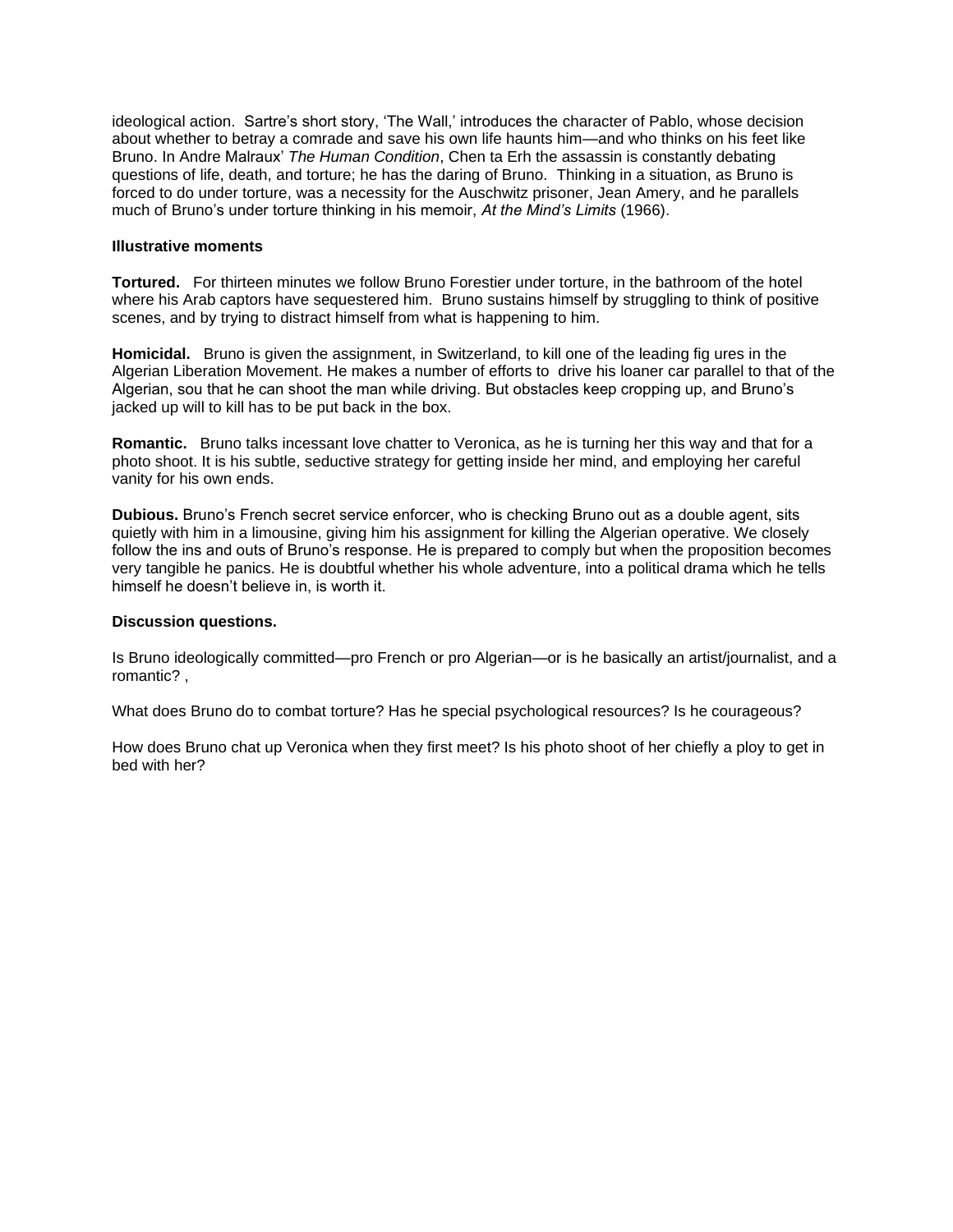ideological action. Sartre's short story, 'The Wall,' introduces the character of Pablo, whose decision about whether to betray a comrade and save his own life haunts him—and who thinks on his feet like Bruno. In Andre Malraux' *The Human Condition*, Chen ta Erh the assassin is constantly debating questions of life, death, and torture; he has the daring of Bruno. Thinking in a situation, as Bruno is forced to do under torture, was a necessity for the Auschwitz prisoner, Jean Amery, and he parallels much of Bruno's under torture thinking in his memoir, *At the Mind's Limits* (1966).

**Illustrative moments**

**Tortured.** For thirteen minutes we follow Bruno Forestier under torture, in the bathroom of the hotel where his Arab captors have sequestered him. Bruno sustains himself by struggling to think of positive scenes, and by trying to distract himself from what is happening to him.

**Homicidal.** Bruno is given the assignment, in Switzerland, to kill one of the leading fig ures in the Algerian Liberation Movement. He makes a number of efforts to drive his loaner car parallel to that of the Algerian, sou that he can shoot the man while driving. But obstacles keep cropping up, and Bruno's jacked up will to kill has to be put back in the box.

**Romantic.** Bruno talks incessant love chatter to Veronica, as he is turning her this way and that for a photo shoot. It is his subtle, seductive strategy for getting inside her mind, and employing her careful vanity for his own ends.

**Dubious.** Bruno's French secret service enforcer, who is checking Bruno out as a double agent, sits quietly with him in a limousine, giving him his assignment for killing the Algerian operative. We closely follow the ins and outs of Bruno's response. He is prepared to comply but when the proposition becomes very tangible he panics. He is doubtful whether his whole adventure, into a political drama which he tells himself he doesn't believe in, is worth it.

**Discussion questions.**

Is Bruno ideologically committed—pro French or pro Algerian—or is he basically an artist/journalist, and a romantic? ,

What does Bruno do to combat torture? Has he special psychological resources? Is he courageous?

How does Bruno chat up Veronica when they first meet? Is his photo shoot of her chiefly a ploy to get in bed with her?